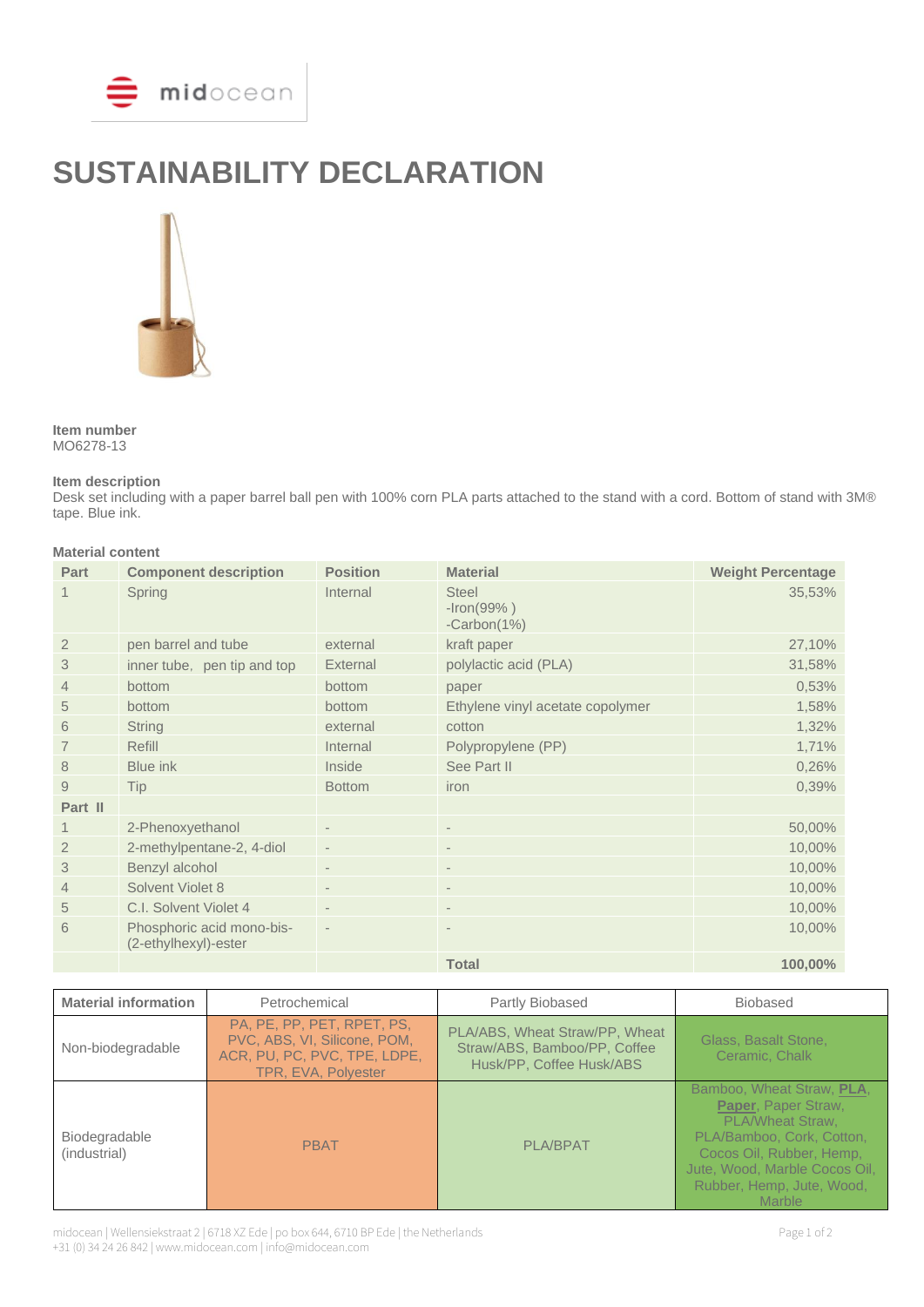# SUSTAINABILITY DECLARATION

**Item number**
MO6278-13

**Item description**
Desk set including with a paper barrel ball pen with 100% corn PLA parts attached to the stand with a cord. Bottom of stand with 3M® tape. Blue ink.

**Material content**

| Part | Component description | Position | Material | Weight Percentage |
|---|---|---|---|---|
| 1 | Spring | Internal | Steel<br>-Iron(99% )<br>-Carbon(1%) | 35,53% |
| 2 | pen barrel and tube | external | kraft paper | 27,10% |
| 3 | inner tube, pen tip and top | External | polylactic acid (PLA) | 31,58% |
| 4 | bottom | bottom | paper | 0,53% |
| 5 | bottom | bottom | Ethylene vinyl acetate copolymer | 1,58% |
| 6 | String | external | cotton | 1,32% |
| 7 | Refill | Internal | Polypropylene (PP) | 1,71% |
| 8 | Blue ink | Inside | See Part II | 0,26% |
| 9 | Tip | Bottom | iron | 0,39% |
| **Part II** | | | | |
| 1 | 2-Phenoxyethanol | - | - | 50,00% |
| 2 | 2-methylpentane-2, 4-diol | - | - | 10,00% |
| 3 | Benzyl alcohol | - | - | 10,00% |
| 4 | Solvent Violet 8 | - | - | 10,00% |
| 5 | C.I. Solvent Violet 4 | - | - | 10,00% |
| 6 | Phosphoric acid mono-bis-(2-ethylhexyl)-ester | - | - | 10,00% |
| | | | **Total** | **100,00%** |

| **Material information** | Petrochemical | Partly Biobased | Biobased |
|---|---|---|---|
| Non-biodegradable | PA, PE, PP, PET, RPET, PS, PVC, ABS, VI, Silicone, POM, ACR, PU, PC, PVC, TPE, LDPE, TPR, EVA, Polyester | PLA/ABS, Wheat Straw/PP, Wheat Straw/ABS, Bamboo/PP, Coffee Husk/PP, Coffee Husk/ABS | Glass, Basalt Stone, Ceramic, Chalk |
| Biodegradable (industrial) | PBAT | PLA/BPAT | Bamboo, Wheat Straw, **PLA**, **Paper**, Paper Straw, PLA/Wheat Straw, PLA/Bamboo, Cork, Cotton, Cocos Oil, Rubber, Hemp, Jute, Wood, Marble Cocos Oil, Rubber, Hemp, Jute, Wood, Marble |

midocean | Wellensiekstraat 2 | 6718 XZ Ede | po box 644, 6710 BP Ede | the Netherlands
+31 (0) 34 24 26 842 | www.midocean.com | info@midocean.com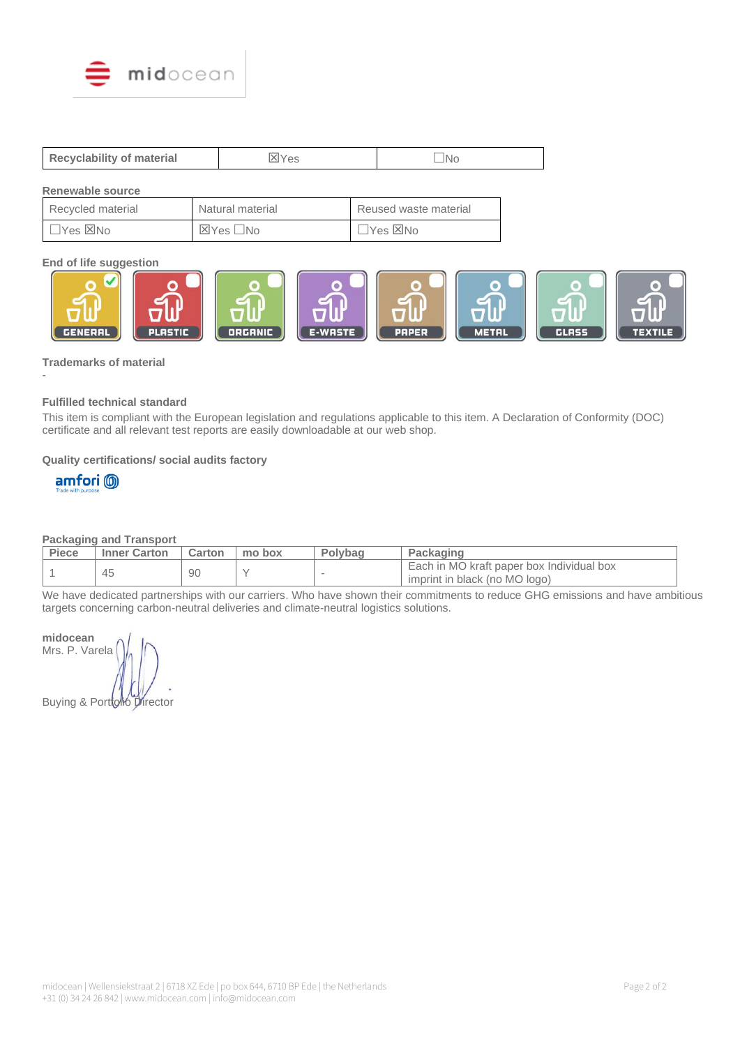| Recyclability of material | ☒Yes | ☐No |
|---|---|---|

**Renewable source**

| Recycled material | Natural material | Reused waste material |
|---|---|---|
| ☐Yes ☒No | ☒Yes ☐No | ☐Yes ☒No |

**End of life suggestion**

GENERAL ☑ | PLASTIC ☐ | ORGANIC ☐ | E-WASTE ☐ | PAPER ☐ | METAL ☐ | GLASS ☐ | TEXTILE ☐

**Trademarks of material**

-

**Fulfilled technical standard**

This item is compliant with the European legislation and regulations applicable to this item. A Declaration of Conformity (DOC) certificate and all relevant test reports are easily downloadable at our web shop.

**Quality certifications/ social audits factory**

amfori – Trade with purpose

**Packaging and Transport**

| Piece | Inner Carton | Carton | mo box | Polybag | Packaging |
|---|---|---|---|---|---|
| 1 | 45 | 90 | Y | - | Each in MO kraft paper box Individual box imprint in black (no MO logo) |

We have dedicated partnerships with our carriers. Who have shown their commitments to reduce GHG emissions and have ambitious targets concerning carbon-neutral deliveries and climate-neutral logistics solutions.

**midocean**
Mrs. P. Varela

Buying & Portfolio Director

midocean | Wellensiekstraat 2 | 6718 XZ Ede | po box 644, 6710 BP Ede | the Netherlands
+31 (0) 34 24 26 842 | www.midocean.com | info@midocean.com